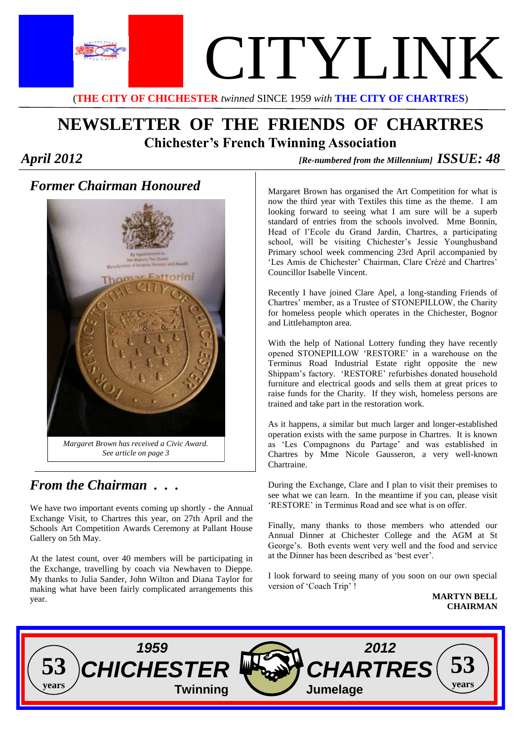# CITYLINK

(**THE CITY OF CHICHESTER** *twinned* SINCE 1959 *with* **THE CITY OF CHARTRES**)

# NEWSLETTER OF THE FRIENDS OF CHARTRES

## Chichester's French Twinning Association

*April 2012* *[Re-numbered from the Millennium]* ***ISSUE: 48***

## *Former Chairman Honoured*

*Margaret Brown has received a Civic Award. See article on page 3*

## *From the Chairman . . .*

We have two important events coming up shortly - the Annual Exchange Visit, to Chartres this year, on 27th April and the Schools Art Competition Awards Ceremony at Pallant House Gallery on 5th May.

At the latest count, over 40 members will be participating in the Exchange, travelling by coach via Newhaven to Dieppe. My thanks to Julia Sander, John Wilton and Diana Taylor for making what have been fairly complicated arrangements this year.

Margaret Brown has organised the Art Competition for what is now the third year with Textiles this time as the theme. I am looking forward to seeing what I am sure will be a superb standard of entries from the schools involved. Mme Bonnin, Head of l'Ecole du Grand Jardin, Chartres, a participating school, will be visiting Chichester's Jessie Younghusband Primary school week commencing 23rd April accompanied by 'Les Amis de Chichester' Chairman, Clare Crézé and Chartres' Councillor Isabelle Vincent.

Recently I have joined Clare Apel, a long-standing Friends of Chartres' member, as a Trustee of STONEPILLOW, the Charity for homeless people which operates in the Chichester, Bognor and Littlehampton area.

With the help of National Lottery funding they have recently opened STONEPILLOW 'RESTORE' in a warehouse on the Terminus Road Industrial Estate right opposite the new Shippam's factory. 'RESTORE' refurbishes donated household furniture and electrical goods and sells them at great prices to raise funds for the Charity. If they wish, homeless persons are trained and take part in the restoration work.

As it happens, a similar but much larger and longer-established operation exists with the same purpose in Chartres. It is known as 'Les Compagnons du Partage' and was established in Chartres by Mme Nicole Gausseron, a very well-known Chartraine.

During the Exchange, Clare and I plan to visit their premises to see what we can learn. In the meantime if you can, please visit 'RESTORE' in Terminus Road and see what is on offer.

Finally, many thanks to those members who attended our Annual Dinner at Chichester College and the AGM at St George's. Both events went very well and the food and service at the Dinner has been described as 'best ever'.

I look forward to seeing many of you soon on our own special version of 'Coach Trip' !

**MARTYN BELL**
**CHAIRMAN**

53 years — *1959* **CHICHESTER** Twinning — *2012* **CHARTRES** Jumelage — 53 years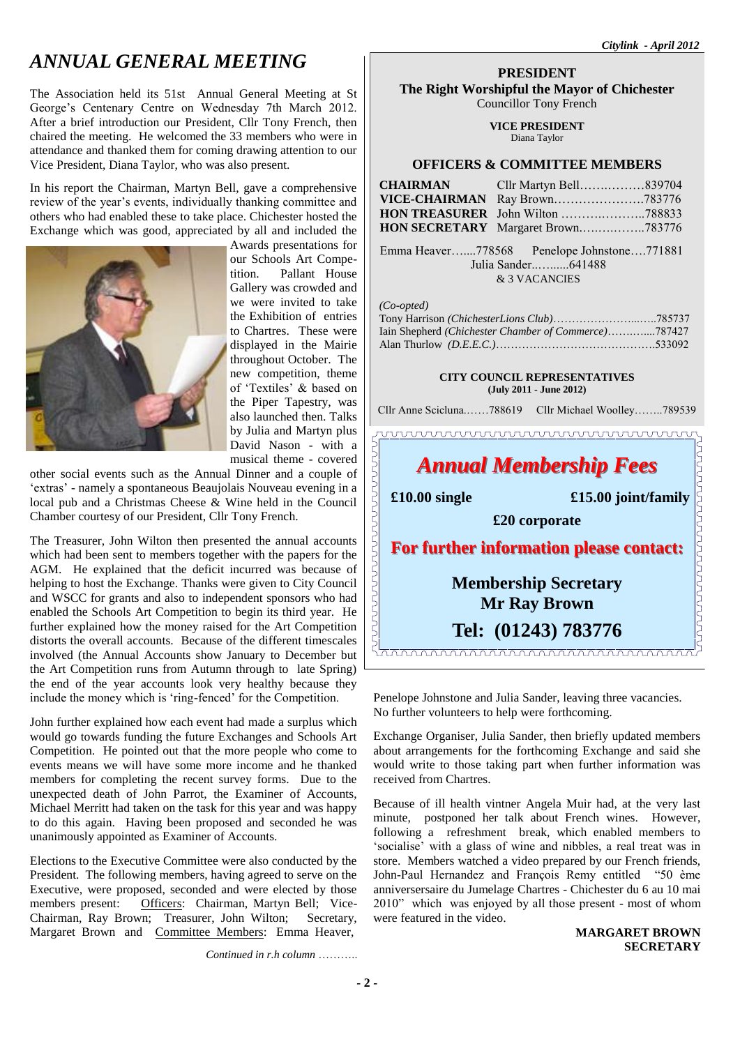# ANNUAL GENERAL MEETING

The Association held its 51st Annual General Meeting at St George's Centenary Centre on Wednesday 7th March 2012. After a brief introduction our President, Cllr Tony French, then chaired the meeting. He welcomed the 33 members who were in attendance and thanked them for coming drawing attention to our Vice President, Diana Taylor, who was also present.

In his report the Chairman, Martyn Bell, gave a comprehensive review of the year's events, individually thanking committee and others who had enabled these to take place. Chichester hosted the Exchange which was good, appreciated by all and included the Awards presentations for our Schools Art Competition. Pallant House Gallery was crowded and we were invited to take the Exhibition of entries to Chartres. These were displayed in the Mairie throughout October. The new competition, theme of 'Textiles' & based on the Piper Tapestry, was also launched then. Talks by Julia and Martyn plus David Nason - with a musical theme - covered other social events such as the Annual Dinner and a couple of 'extras' - namely a spontaneous Beaujolais Nouveau evening in a local pub and a Christmas Cheese & Wine held in the Council Chamber courtesy of our President, Cllr Tony French.

The Treasurer, John Wilton then presented the annual accounts which had been sent to members together with the papers for the AGM. He explained that the deficit incurred was because of helping to host the Exchange. Thanks were given to City Council and WSCC for grants and also to independent sponsors who had enabled the Schools Art Competition to begin its third year. He further explained how the money raised for the Art Competition distorts the overall accounts. Because of the different timescales involved (the Annual Accounts show January to December but the Art Competition runs from Autumn through to late Spring) the end of the year accounts look very healthy because they include the money which is 'ring-fenced' for the Competition.

John further explained how each event had made a surplus which would go towards funding the future Exchanges and Schools Art Competition. He pointed out that the more people who come to events means we will have some more income and he thanked members for completing the recent survey forms. Due to the unexpected death of John Parrot, the Examiner of Accounts, Michael Merritt had taken on the task for this year and was happy to do this again. Having been proposed and seconded he was unanimously appointed as Examiner of Accounts.

Elections to the Executive Committee were also conducted by the President. The following members, having agreed to serve on the Executive, were proposed, seconded and were elected by those members present: Officers: Chairman, Martyn Bell; Vice-Chairman, Ray Brown; Treasurer, John Wilton; Secretary, Margaret Brown and Committee Members: Emma Heaver, Penelope Johnstone and Julia Sander, leaving three vacancies. No further volunteers to help were forthcoming.

Exchange Organiser, Julia Sander, then briefly updated members about arrangements for the forthcoming Exchange and said she would write to those taking part when further information was received from Chartres.

Because of ill health vintner Angela Muir had, at the very last minute, postponed her talk about French wines. However, following a refreshment break, which enabled members to 'socialise' with a glass of wine and nibbles, a real treat was in store. Members watched a video prepared by our French friends, John-Paul Hernandez and François Remy entitled "50 ème anniversersaire du Jumelage Chartres - Chichester du 6 au 10 mai 2010" which was enjoyed by all those present - most of whom were featured in the video.

**MARGARET BROWN**
**SECRETARY**

---

**PRESIDENT**
**The Right Worshipful the Mayor of Chichester**
Councillor Tony French

**VICE PRESIDENT**
Diana Taylor

**OFFICERS & COMMITTEE MEMBERS**

| | | |
|---|---|---|
| **CHAIRMAN** | Cllr Martyn Bell | 839704 |
| **VICE-CHAIRMAN** | Ray Brown | 783776 |
| **HON TREASURER** | John Wilton | 788833 |
| **HON SECRETARY** | Margaret Brown | 783776 |

Emma Heaver…...778568 Penelope Johnstone….771881
Julia Sander..…......641488
& 3 VACANCIES

*(Co-opted)*
Tony Harrison *(ChichesterLions Club)*……785737
Iain Shepherd *(Chichester Chamber of Commerce)*……787427
Alan Thurlow *(D.E.E.C.)*……533092

**CITY COUNCIL REPRESENTATIVES**
**(July 2011 - June 2012)**

Cllr Anne Scicluna.……788619 Cllr Michael Woolley……..789539

## *Annual Membership Fees*

**£10.00 single** **£15.00 joint/family**

**£20 corporate**

**For further information please contact:**

**Membership Secretary**
**Mr Ray Brown**
**Tel: (01243) 783776**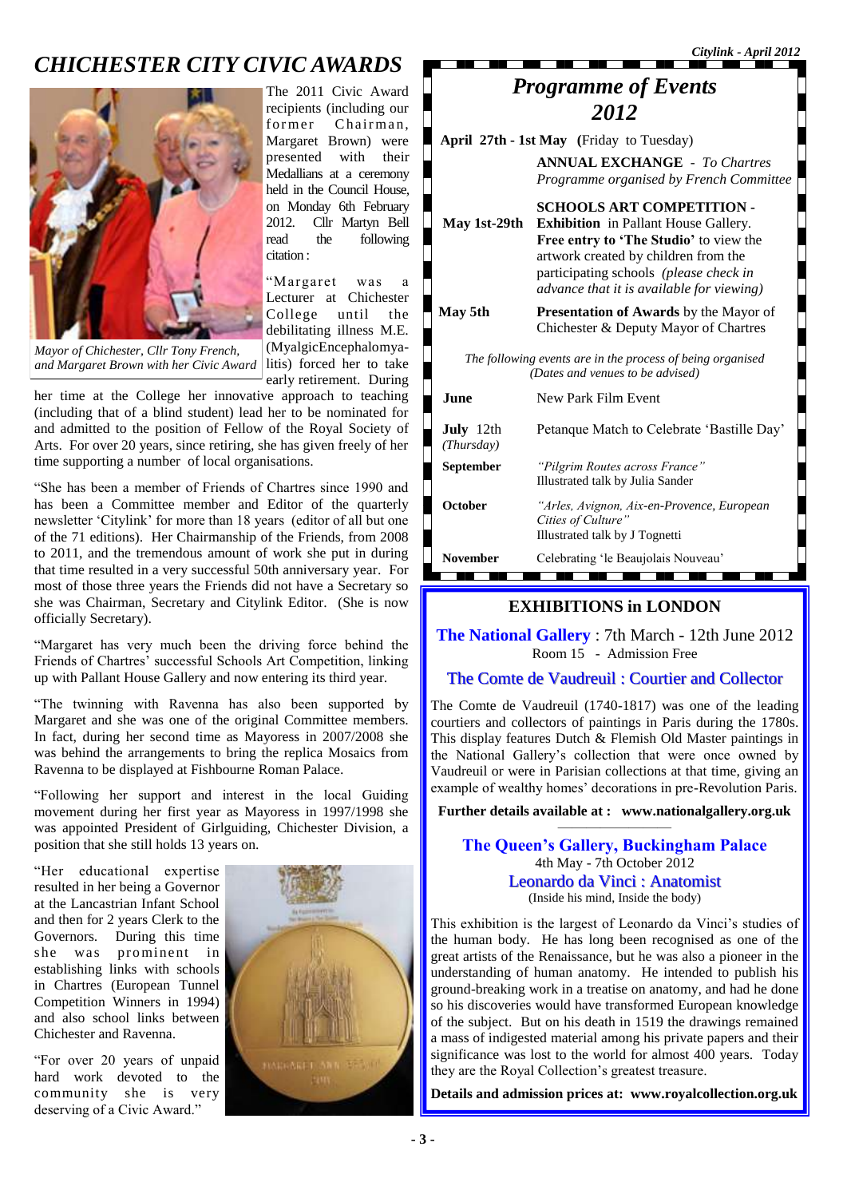# CHICHESTER CITY CIVIC AWARDS

*Mayor of Chichester, Cllr Tony French, and Margaret Brown with her Civic Award*

The 2011 Civic Award recipients (including our former Chairman, Margaret Brown) were presented with their Medallians at a ceremony held in the Council House, on Monday 6th February 2012. Cllr Martyn Bell read the following citation:

"Margaret was a Lecturer at Chichester College until the debilitating illness M.E. (MyalgicEncephalomyelitis) forced her to take early retirement. During her time at the College her innovative approach to teaching (including that of a blind student) lead her to be nominated for and admitted to the position of Fellow of the Royal Society of Arts. For over 20 years, since retiring, she has given freely of her time supporting a number of local organisations.

"She has been a member of Friends of Chartres since 1990 and has been a Committee member and Editor of the quarterly newsletter 'Citylink' for more than 18 years (editor of all but one of the 71 editions). Her Chairmanship of the Friends, from 2008 to 2011, and the tremendous amount of work she put in during that time resulted in a very successful 50th anniversary year. For most of those three years the Friends did not have a Secretary so she was Chairman, Secretary and Citylink Editor. (She is now officially Secretary).

"Margaret has very much been the driving force behind the Friends of Chartres' successful Schools Art Competition, linking up with Pallant House Gallery and now entering its third year.

"The twinning with Ravenna has also been supported by Margaret and she was one of the original Committee members. In fact, during her second time as Mayoress in 2007/2008 she was behind the arrangements to bring the replica Mosaics from Ravenna to be displayed at Fishbourne Roman Palace.

"Following her support and interest in the local Guiding movement during her first year as Mayoress in 1997/1998 she was appointed President of Girlguiding, Chichester Division, a position that she still holds 13 years on.

"Her educational expertise resulted in her being a Governor at the Lancastrian Infant School and then for 2 years Clerk to the Governors. During this time she was prominent in establishing links with schools in Chartres (European Tunnel Competition Winners in 1994) and also school links between Chichester and Ravenna.

"For over 20 years of unpaid hard work devoted to the community she is very deserving of a Civic Award."

## *Programme of Events 2012*

| | |
|---|---|
| **April 27th - 1st May** (Friday to Tuesday) | **ANNUAL EXCHANGE** - *To Chartres* *Programme organised by French Committee* |
| **May 1st-29th** | **SCHOOLS ART COMPETITION - Exhibition** in Pallant House Gallery. **Free entry to 'The Studio'** to view the artwork created by children from the participating schools *(please check in advance that it is available for viewing)* |
| **May 5th** | **Presentation of Awards** by the Mayor of Chichester & Deputy Mayor of Chartres |

*The following events are in the process of being organised (Dates and venues to be advised)*

| | |
|---|---|
| **June** | New Park Film Event |
| **July** 12th *(Thursday)* | Petanque Match to Celebrate 'Bastille Day' |
| **September** | *"Pilgrim Routes across France"* Illustrated talk by Julia Sander |
| **October** | *"Arles, Avignon, Aix-en-Provence, European Cities of Culture"* Illustrated talk by J Tognetti |
| **November** | Celebrating 'le Beaujolais Nouveau' |

## EXHIBITIONS in LONDON

**The National Gallery** : 7th March - 12th June 2012
Room 15 - Admission Free

### The Comte de Vaudreuil : Courtier and Collector

The Comte de Vaudreuil (1740-1817) was one of the leading courtiers and collectors of paintings in Paris during the 1780s. This display features Dutch & Flemish Old Master paintings in the National Gallery's collection that were once owned by Vaudreuil or were in Parisian collections at that time, giving an example of wealthy homes' decorations in pre-Revolution Paris.

**Further details available at : www.nationalgallery.org.uk**

**The Queen's Gallery, Buckingham Palace**
4th May - 7th October 2012

### Leonardo da Vinci : Anatomist

(Inside his mind, Inside the body)

This exhibition is the largest of Leonardo da Vinci's studies of the human body. He has long been recognised as one of the great artists of the Renaissance, but he was also a pioneer in the understanding of human anatomy. He intended to publish his ground-breaking work in a treatise on anatomy, and had he done so his discoveries would have transformed European knowledge of the subject. But on his death in 1519 the drawings remained a mass of indigested material among his private papers and their significance was lost to the world for almost 400 years. Today they are the Royal Collection's greatest treasure.

**Details and admission prices at: www.royalcollection.org.uk**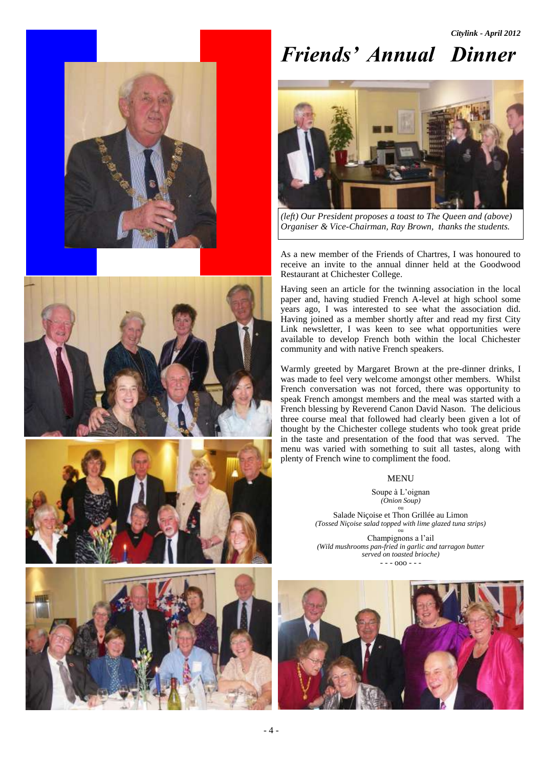# Friends' Annual Dinner

*(left) Our President proposes a toast to The Queen and (above) Organiser & Vice-Chairman, Ray Brown, thanks the students.*

As a new member of the Friends of Chartres, I was honoured to receive an invite to the annual dinner held at the Goodwood Restaurant at Chichester College.

Having seen an article for the twinning association in the local paper and, having studied French A-level at high school some years ago, I was interested to see what the association did. Having joined as a member shortly after and read my first City Link newsletter, I was keen to see what opportunities were available to develop French both within the local Chichester community and with native French speakers.

Warmly greeted by Margaret Brown at the pre-dinner drinks, I was made to feel very welcome amongst other members. Whilst French conversation was not forced, there was opportunity to speak French amongst members and the meal was started with a French blessing by Reverend Canon David Nason. The delicious three course meal that followed had clearly been given a lot of thought by the Chichester college students who took great pride in the taste and presentation of the food that was served. The menu was varied with something to suit all tastes, along with plenty of French wine to compliment the food.

MENU

Soupe à L'oignan
*(Onion Soup)*
ou
Salade Niçoise et Thon Grillée au Limon
*(Tossed Niçoise salad topped with lime glazed tuna strips)*
ou
Champignons a l'ail
*(Wild mushrooms pan-fried in garlic and tarragon butter served on toasted brioche)*
- - - ooo - - -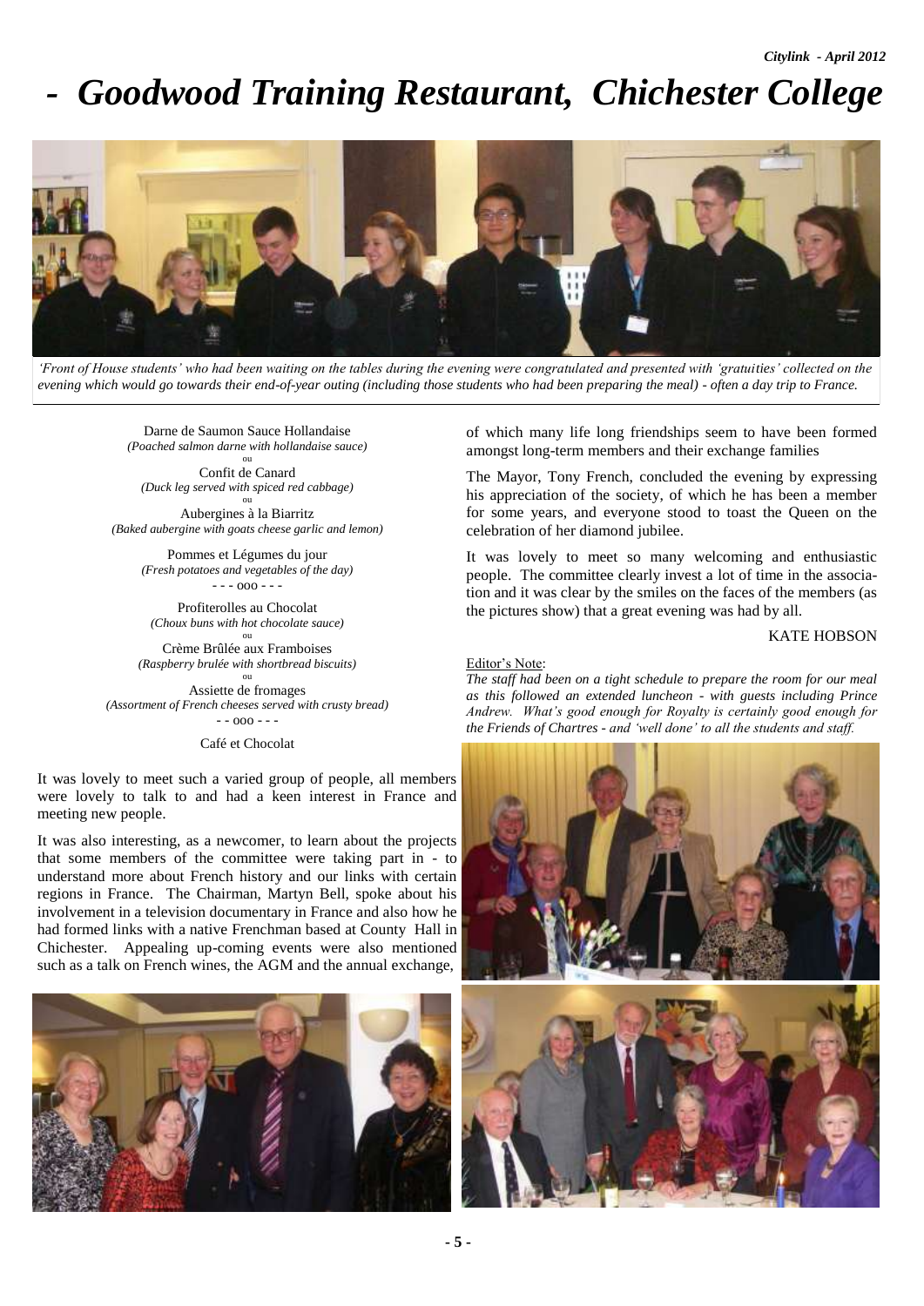# - Goodwood Training Restaurant, Chichester College

*'Front of House students' who had been waiting on the tables during the evening were congratulated and presented with 'gratuities' collected on the evening which would go towards their end-of-year outing (including those students who had been preparing the meal) - often a day trip to France.*

Darne de Saumon Sauce Hollandaise
*(Poached salmon darne with hollandaise sauce)*
ou
Confit de Canard
*(Duck leg served with spiced red cabbage)*
ou
Aubergines à la Biarritz
*(Baked aubergine with goats cheese garlic and lemon)*

Pommes et Légumes du jour
*(Fresh potatoes and vegetables of the day)*
- - - ooo - - -

Profiterolles au Chocolat
*(Choux buns with hot chocolate sauce)*
ou
Crème Brûlée aux Framboises
*(Raspberry brulée with shortbread biscuits)*
ou
Assiette de fromages
*(Assortment of French cheeses served with crusty bread)*
- - ooo - - -

Café et Chocolat

It was lovely to meet such a varied group of people, all members were lovely to talk to and had a keen interest in France and meeting new people.

It was also interesting, as a newcomer, to learn about the projects that some members of the committee were taking part in - to understand more about French history and our links with certain regions in France. The Chairman, Martyn Bell, spoke about his involvement in a television documentary in France and also how he had formed links with a native Frenchman based at County Hall in Chichester. Appealing up-coming events were also mentioned such as a talk on French wines, the AGM and the annual exchange, of which many life long friendships seem to have been formed amongst long-term members and their exchange families

The Mayor, Tony French, concluded the evening by expressing his appreciation of the society, of which he has been a member for some years, and everyone stood to toast the Queen on the celebration of her diamond jubilee.

It was lovely to meet so many welcoming and enthusiastic people. The committee clearly invest a lot of time in the association and it was clear by the smiles on the faces of the members (as the pictures show) that a great evening was had by all.

KATE HOBSON

Editor's Note:
*The staff had been on a tight schedule to prepare the room for our meal as this followed an extended luncheon - with guests including Prince Andrew. What's good enough for Royalty is certainly good enough for the Friends of Chartres - and 'well done' to all the students and staff.*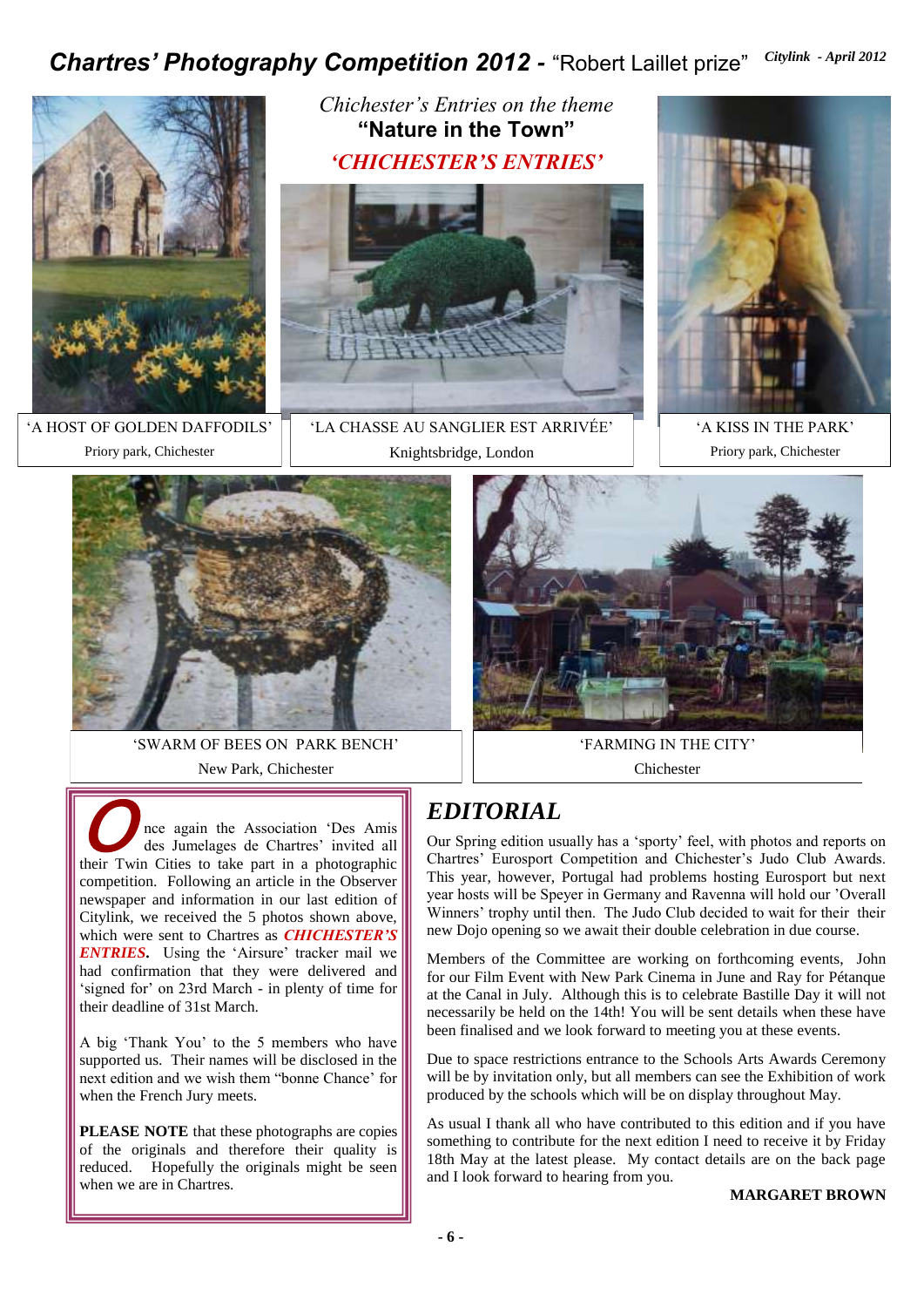# Chartres' Photography Competition 2012 - "Robert Laillet prize"

*Chichester's Entries on the theme*
**"Nature in the Town"**
***'CHICHESTER'S ENTRIES'***

'A HOST OF GOLDEN DAFFODILS'
Priory park, Chichester

'LA CHASSE AU SANGLIER EST ARRIVÉE'
Knightsbridge, London

'A KISS IN THE PARK'
Priory park, Chichester

'SWARM OF BEES ON PARK BENCH'
New Park, Chichester

'FARMING IN THE CITY'
Chichester

Once again the Association 'Des Amis des Jumelages de Chartres' invited all their Twin Cities to take part in a photographic competition. Following an article in the Observer newspaper and information in our last edition of Citylink, we received the 5 photos shown above, which were sent to Chartres as ***CHICHESTER'S ENTRIES***. Using the 'Airsure' tracker mail we had confirmation that they were delivered and 'signed for' on 23rd March - in plenty of time for their deadline of 31st March.

A big 'Thank You' to the 5 members who have supported us. Their names will be disclosed in the next edition and we wish them "bonne Chance" for when the French Jury meets.

**PLEASE NOTE** that these photographs are copies of the originals and therefore their quality is reduced. Hopefully the originals might be seen when we are in Chartres.

## EDITORIAL

Our Spring edition usually has a 'sporty' feel, with photos and reports on Chartres' Eurosport Competition and Chichester's Judo Club Awards. This year, however, Portugal had problems hosting Eurosport but next year hosts will be Speyer in Germany and Ravenna will hold our 'Overall Winners' trophy until then. The Judo Club decided to wait for their their new Dojo opening so we await their double celebration in due course.

Members of the Committee are working on forthcoming events, John for our Film Event with New Park Cinema in June and Ray for Pétanque at the Canal in July. Although this is to celebrate Bastille Day it will not necessarily be held on the 14th! You will be sent details when these have been finalised and we look forward to meeting you at these events.

Due to space restrictions entrance to the Schools Arts Awards Ceremony will be by invitation only, but all members can see the Exhibition of work produced by the schools which will be on display throughout May.

As usual I thank all who have contributed to this edition and if you have something to contribute for the next edition I need to receive it by Friday 18th May at the latest please. My contact details are on the back page and I look forward to hearing from you.

**MARGARET BROWN**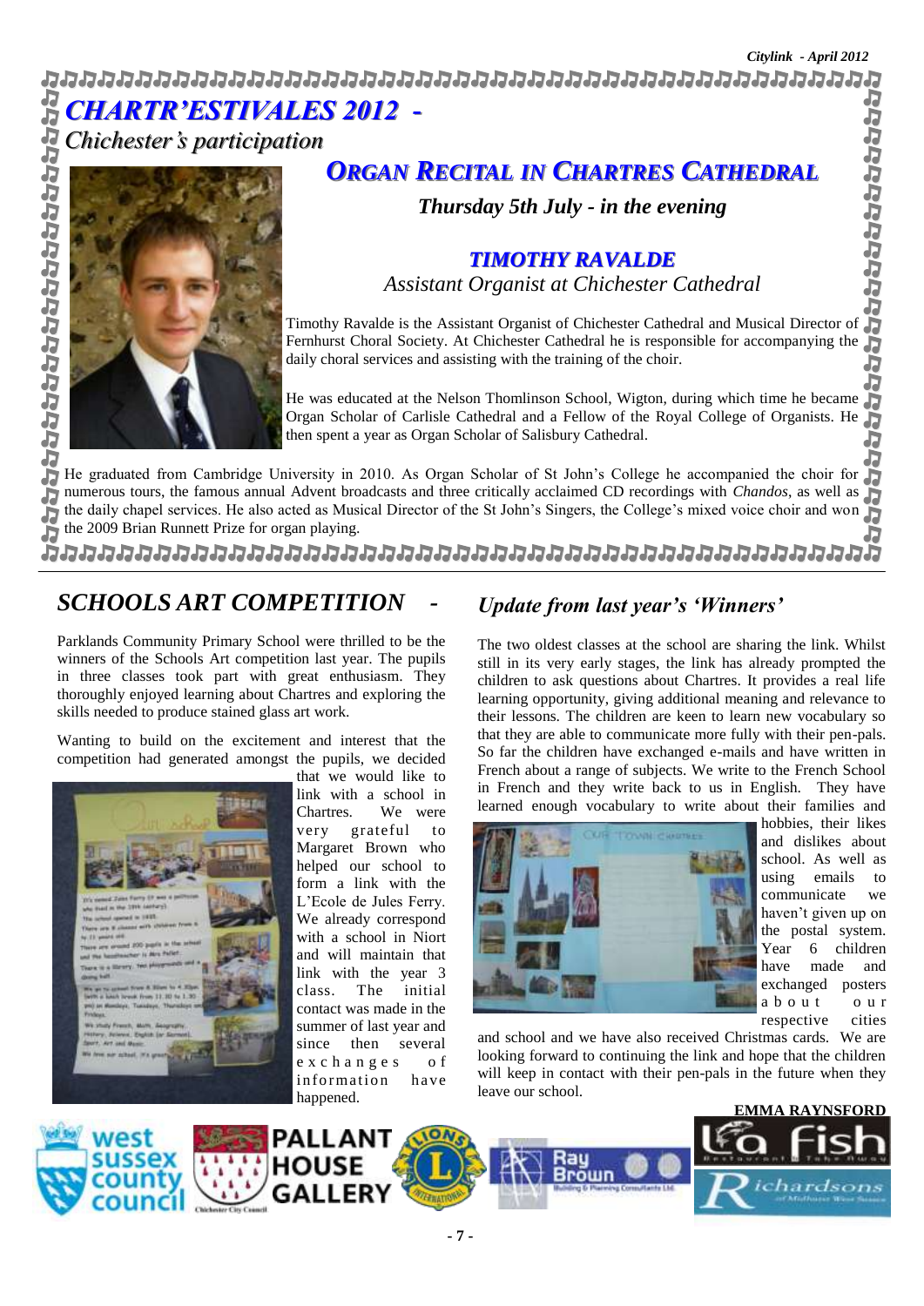# CHARTR'ESTIVALES 2012 -

*Chichester's participation*

## ORGAN RECITAL IN CHARTRES CATHEDRAL

***Thursday 5th July - in the evening***

### TIMOTHY RAVALDE

*Assistant Organist at Chichester Cathedral*

Timothy Ravalde is the Assistant Organist of Chichester Cathedral and Musical Director of Fernhurst Choral Society. At Chichester Cathedral he is responsible for accompanying the daily choral services and assisting with the training of the choir.

He was educated at the Nelson Thomlinson School, Wigton, during which time he became Organ Scholar of Carlisle Cathedral and a Fellow of the Royal College of Organists. He then spent a year as Organ Scholar of Salisbury Cathedral.

He graduated from Cambridge University in 2010. As Organ Scholar of St John's College he accompanied the choir for numerous tours, the famous annual Advent broadcasts and three critically acclaimed CD recordings with *Chandos*, as well as the daily chapel services. He also acted as Musical Director of the St John's Singers, the College's mixed voice choir and won the 2009 Brian Runnett Prize for organ playing.

## SCHOOLS ART COMPETITION - *Update from last year's 'Winners'*

Parklands Community Primary School were thrilled to be the winners of the Schools Art competition last year. The pupils in three classes took part with great enthusiasm. They thoroughly enjoyed learning about Chartres and exploring the skills needed to produce stained glass art work.

Wanting to build on the excitement and interest that the competition had generated amongst the pupils, we decided that we would like to link with a school in Chartres. We were very grateful to Margaret Brown who helped our school to form a link with the L'Ecole de Jules Ferry. We already correspond with a school in Niort and will maintain that link with the year 3 class. The initial contact was made in the summer of last year and since then several exchanges of information have happened.

The two oldest classes at the school are sharing the link. Whilst still in its very early stages, the link has already prompted the children to ask questions about Chartres. It provides a real life learning opportunity, giving additional meaning and relevance to their lessons. The children are keen to learn new vocabulary so that they are able to communicate more fully with their pen-pals. So far the children have exchanged e-mails and have written in French about a range of subjects. We write to the French School in French and they write back to us in English. They have learned enough vocabulary to write about their families and hobbies, their likes and dislikes about school. As well as using emails to communicate we haven't given up on the postal system. Year 6 children have made and exchanged posters about our respective cities and school and we have also received Christmas cards. We are looking forward to continuing the link and hope that the children will keep in contact with their pen-pals in the future when they leave our school.

**EMMA RAYNSFORD**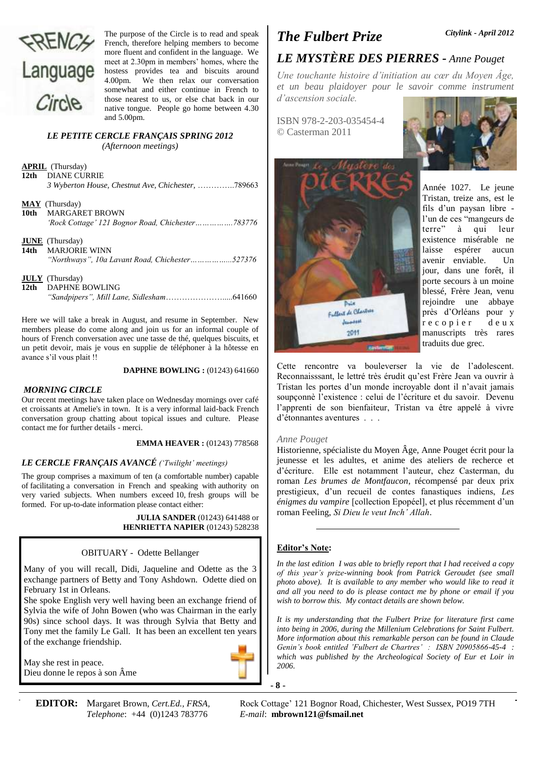# FRENCH Language Circle

The purpose of the Circle is to read and speak French, therefore helping members to become more fluent and confident in the language. We meet at 2.30pm in members' homes, where the hostess provides tea and biscuits around 4.00pm. We then relax our conversation somewhat and either continue in French to those nearest to us, or else chat back in our native tongue. People go home between 4.30 and 5.00pm.

### *LE PETITE CERCLE FRANÇAIS SPRING 2012*

*(Afternoon meetings)*

**APRIL** (Thursday)
**12th** DIANE CURRIE
*3 Wyberton House, Chestnut Ave, Chichester,* …………..789663

**MAY** (Thursday)
**10th** MARGARET BROWN
*'Rock Cottage' 121 Bognor Road, Chichester…………….783776*

**JUNE** (Thursday)
**14th** MARJORIE WINN
*"Northways", 10a Lavant Road, Chichester……………...527376*

**JULY** (Thursday)
**12th** DAPHNE BOWLING
*"Sandpipers", Mill Lane, Sidlesham*…………………....641660

Here we will take a break in August, and resume in September. New members please do come along and join us for an informal couple of hours of French conversation avec une tasse de thé, quelques biscuits, et un petit devoir, mais je vous en supplie de téléphoner à la hôtesse en avance s'il vous plait !!

**DAPHNE BOWLING :** (01243) 641660

### *MORNING CIRCLE*

Our recent meetings have taken place on Wednesday mornings over café et croissants at Amelie's in town. It is a very informal laid-back French conversation group chatting about topical issues and culture. Please contact me for further details - merci.

**EMMA HEAVER :** (01243) 778568

### *LE CERCLE FRANÇAIS AVANCÉ (′Twilight′ meetings)*

The group comprises a maximum of ten (a comfortable number) capable of facilitating a conversation in French and speaking with authority on very varied subjects. When numbers exceed 10, fresh groups will be formed. For up-to-date information please contact either:

**JULIA SANDER** (01243) 641488 or
**HENRIETTA NAPIER** (01243) 528238

### OBITUARY - Odette Bellanger

Many of you will recall, Didi, Jaqueline and Odette as the 3 exchange partners of Betty and Tony Ashdown. Odette died on February 1st in Orleans.

She spoke English very well having been an exchange friend of Sylvia the wife of John Bowen (who was Chairman in the early 90s) since school days. It was through Sylvia that Betty and Tony met the family Le Gall. It has been an excellent ten years of the exchange friendship.

May she rest in peace.
Dieu donne le repos à son Âme

# *The Fulbert Prize*

*Citylink - April 2012*

## *LE MYSTÈRE DES PIERRES - Anne Pouget*

*Une touchante histoire d'initiation au cœr du Moyen Âge, et un beau plaidoyer pour le savoir comme instrument d'ascension sociale.*

ISBN 978-2-203-035454-4
© Casterman 2011

Année 1027. Le jeune Tristan, treize ans, est le fils d'un paysan libre - l'un de ces "mangeurs de terre" à qui leur existence misérable ne laisse espérer aucun avenir enviable. Un jour, dans une forêt, il porte secours à un moine blessé, Frère Jean, venu rejoindre une abbaye près d'Orléans pour y recopier deux manuscrits très rares traduits due grec.

Cette rencontre va bouleverser la vie de l'adolescent. Reconnaisssant, le lettré très érudit qu'est Frère Jean va ouvrir à Tristan les portes d'un monde incroyable dont il n'avait jamais soupçonnè l'existence : celui de l'écriture et du savoir. Devenu l'apprenti de son bienfaiteur, Tristan va être appelé à vivre d'étonnantes aventures . . .

*Anne Pouget*

Historienne, spécialiste du Moyen Âge, Anne Pouget écrit pour la jeunesse et les adultes, et anime des ateliers de recherce et d'écriture. Elle est notamment l'auteur, chez Casterman, du roman *Les brumes de Montfaucon*, récompensé par deux prix prestigieux, d'un recueil de contes fanastiques indiens, *Les énigmes du vampire* [collection Epopéel], et plus récemment d'un roman Feeling, *Si Dieu le veut Inch' Allah*.

---

**Editor's Note:**

*In the last edition I was able to briefly report that I had received a copy of this year's prize-winning book from Patrick Geroudet (see small photo above). It is available to any member who would like to read it and all you need to do is please contact me by phone or email if you wish to borrow this. My contact details are shown below.*

*It is my understanding that the Fulbert Prize for literature first came into being in 2006, during the Millenium Celebrations for Saint Fulbert. More information about this remarkable person can be found in Claude Genin's book entitled 'Fulbert de Chartres' : ISBN 20905866-45-4 : which was published by the Archeological Society of Eur et Loir in 2006.*

**EDITOR:** Margaret Brown, *Cert.Ed., FRSA,* Rock Cottage' 121 Bognor Road, Chichester, West Sussex, PO19 7TH
*Telephone*: +44 (0)1243 783776 *E-mail*: **mbrown121@fsmail.net**